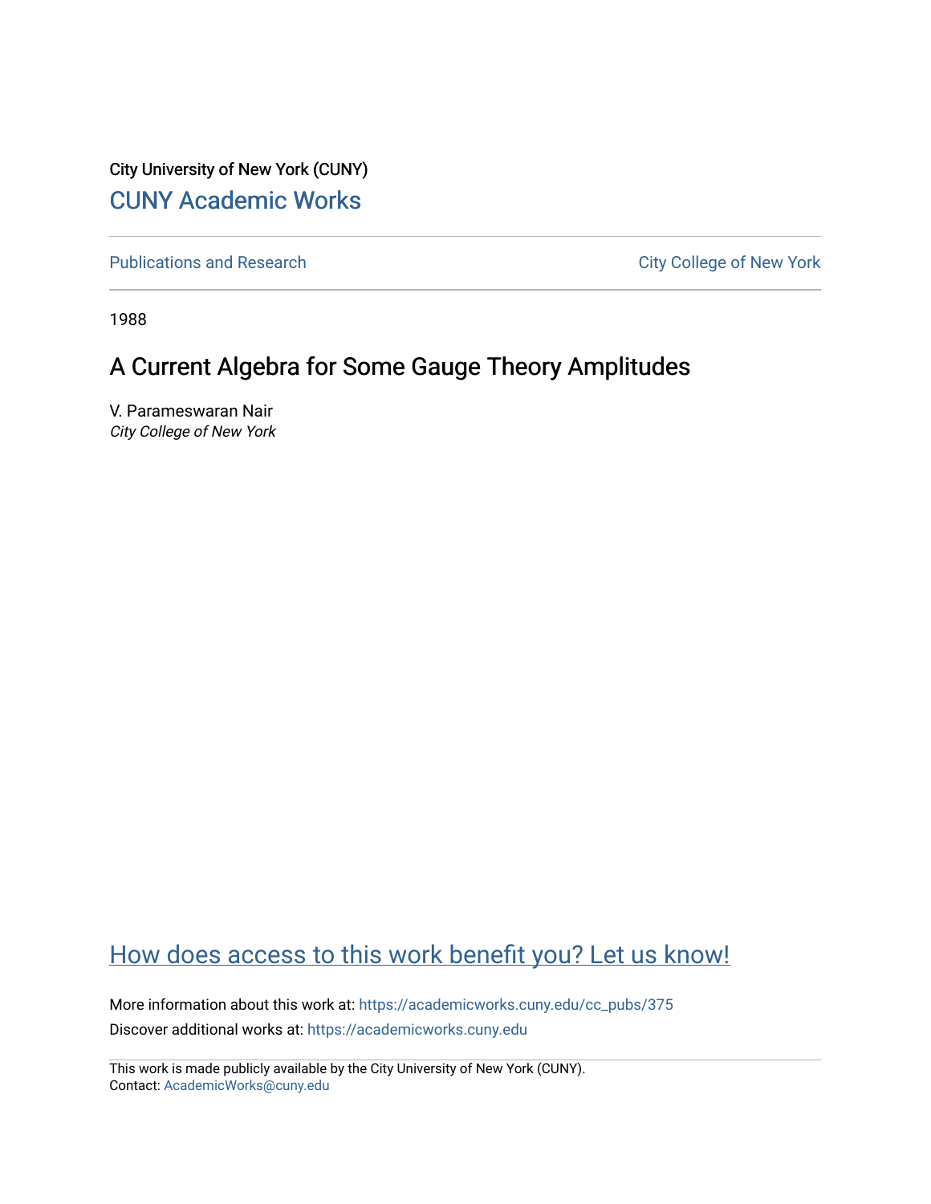City University of New York (CUNY)

CUNY Academic Works

Publications and Research

City College of New York

1988

# A Current Algebra for Some Gauge Theory Amplitudes

V. Parameswaran Nair
*City College of New York*

How does access to this work benefit you? Let us know!

More information about this work at: https://academicworks.cuny.edu/cc_pubs/375
Discover additional works at: https://academicworks.cuny.edu

This work is made publicly available by the City University of New York (CUNY).
Contact: AcademicWorks@cuny.edu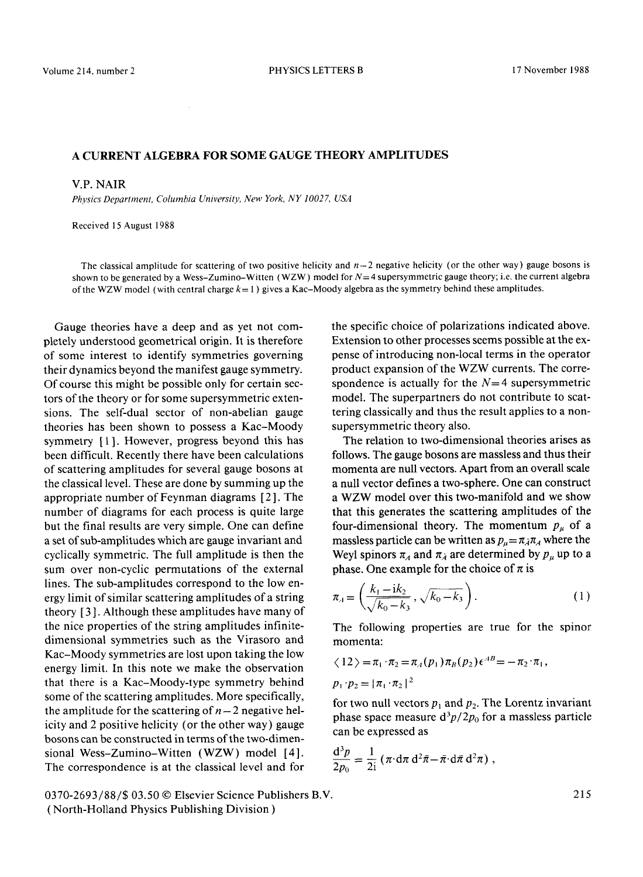# A CURRENT ALGEBRA FOR SOME GAUGE THEORY AMPLITUDES

V.P. NAIR

*Physics Department, Columbia University, New York, NY 10027, USA*

Received 15 August 1988

The classical amplitude for scattering of two positive helicity and $n-2$ negative helicity (or the other way) gauge bosons is shown to be generated by a Wess–Zumino–Witten (WZW) model for $N=4$ supersymmetric gauge theory; i.e. the current algebra of the WZW model (with central charge $k=1$) gives a Kac–Moody algebra as the symmetry behind these amplitudes.

Gauge theories have a deep and as yet not completely understood geometrical origin. It is therefore of some interest to identify symmetries governing their dynamics beyond the manifest gauge symmetry. Of course this might be possible only for certain sectors of the theory or for some supersymmetric extensions. The self-dual sector of non-abelian gauge theories has been shown to possess a Kac–Moody symmetry [1]. However, progress beyond this has been difficult. Recently there have been calculations of scattering amplitudes for several gauge bosons at the classical level. These are done by summing up the appropriate number of Feynman diagrams [2]. The number of diagrams for each process is quite large but the final results are very simple. One can define a set of sub-amplitudes which are gauge invariant and cyclically symmetric. The full amplitude is then the sum over non-cyclic permutations of the external lines. The sub-amplitudes correspond to the low energy limit of similar scattering amplitudes of a string theory [3]. Although these amplitudes have many of the nice properties of the string amplitudes infinite-dimensional symmetries such as the Virasoro and Kac–Moody symmetries are lost upon taking the low energy limit. In this note we make the observation that there is a Kac–Moody-type symmetry behind some of the scattering amplitudes. More specifically, the amplitude for the scattering of $n-2$ negative helicity and 2 positive helicity (or the other way) gauge bosons can be constructed in terms of the two-dimensional Wess–Zumino–Witten (WZW) model [4]. The correspondence is at the classical level and for the specific choice of polarizations indicated above. Extension to other processes seems possible at the expense of introducing non-local terms in the operator product expansion of the WZW currents. The correspondence is actually for the $N=4$ supersymmetric model. The superpartners do not contribute to scattering classically and thus the result applies to a non-supersymmetric theory also.

The relation to two-dimensional theories arises as follows. The gauge bosons are massless and thus their momenta are null vectors. Apart from an overall scale a null vector defines a two-sphere. One can construct a WZW model over this two-manifold and we show that this generates the scattering amplitudes of the four-dimensional theory. The momentum $p_\mu$ of a massless particle can be written as $p_\mu = \pi_{\dot{A}} \pi_A$ where the Weyl spinors $\pi_A$ and $\pi_{\dot{A}}$ are determined by $p_\mu$ up to a phase. One example for the choice of $\pi$ is

$$\pi_A = \left( \frac{k_1 - \mathrm{i}k_2}{\sqrt{k_0 - k_3}}, \sqrt{k_0 - k_3} \right). \tag{1}$$

The following properties are true for the spinor momenta:

$$\langle 12 \rangle = \pi_1 \cdot \pi_2 = \pi_A(p_1) \pi_B(p_2) \epsilon^{AB} = -\pi_2 \cdot \pi_1 ,$$

$$p_1 \cdot p_2 = | \pi_1 \cdot \pi_2 |^2$$

for two null vectors $p_1$ and $p_2$. The Lorentz invariant phase space measure $\mathrm{d}^3p/2p_0$ for a massless particle can be expressed as

$$\frac{\mathrm{d}^3 p}{2p_0} = \frac{1}{2\mathrm{i}} (\pi \cdot \mathrm{d}\pi \, \mathrm{d}^2 \bar{\pi} - \bar{\pi} \cdot \mathrm{d}\bar{\pi} \, \mathrm{d}^2 \pi) ,$$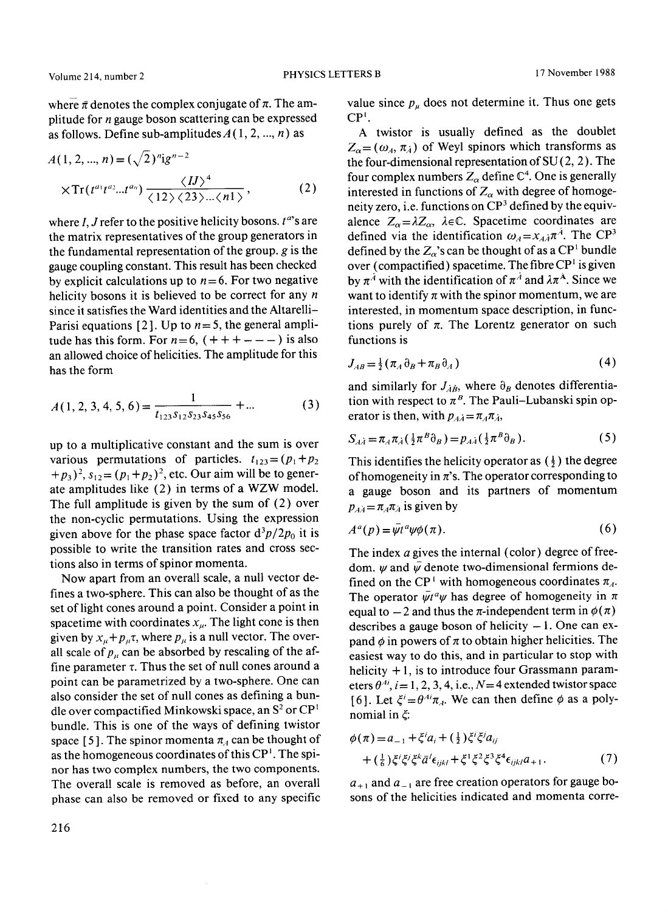where $\bar{\pi}$ denotes the complex conjugate of $\pi$. The amplitude for $n$ gauge boson scattering can be expressed as follows. Define sub-amplitudes $A(1, 2, ..., n)$ as

$$A(1, 2, ..., n) = (\sqrt{2})^n \mathrm{i} g^{n-2} \times \mathrm{Tr}(t^{a_1} t^{a_2} ... t^{a_n}) \frac{\langle IJ \rangle^4}{\langle 12 \rangle \langle 23 \rangle ... \langle n1 \rangle}, \tag{2}$$

where $I, J$ refer to the positive helicity bosons. $t^a$'s are the matrix representatives of the group generators in the fundamental representation of the group. $g$ is the gauge coupling constant. This result has been checked by explicit calculations up to $n = 6$. For two negative helicity bosons it is believed to be correct for any $n$ since it satisfies the Ward identities and the Altarelli–Parisi equations [2]. Up to $n = 5$, the general amplitude has this form. For $n = 6$, $(+++---)$ is also an allowed choice of helicities. The amplitude for this has the form

$$A(1, 2, 3, 4, 5, 6) = \frac{1}{t_{123} s_{12} s_{23} s_{45} s_{56}} + ... \tag{3}$$

up to a multiplicative constant and the sum is over various permutations of particles. $t_{123} = (p_1 + p_2 + p_3)^2$, $s_{12} = (p_1 + p_2)^2$, etc. Our aim will be to generate amplitudes like (2) in terms of a WZW model. The full amplitude is given by the sum of (2) over the non-cyclic permutations. Using the expression given above for the phase space factor $\mathrm{d}^3 p / 2 p_0$ it is possible to write the transition rates and cross sections also in terms of spinor momenta.

Now apart from an overall scale, a null vector defines a two-sphere. This can also be thought of as the set of light cones around a point. Consider a point in spacetime with coordinates $x_\mu$. The light cone is then given by $x_\mu + p_\mu \tau$, where $p_\mu$ is a null vector. The overall scale of $p_\mu$ can be absorbed by rescaling of the affine parameter $\tau$. Thus the set of null cones around a point can be parametrized by a two-sphere. One can also consider the set of null cones as defining a bundle over compactified Minkowski space, an $S^2$ or $\mathrm{CP}^1$ bundle. This is one of the ways of defining twistor space [5]. The spinor momenta $\pi_A$ can be thought of as the homogeneous coordinates of this $\mathrm{CP}^1$. The spinor has two complex numbers, the two components. The overall scale is removed as before, an overall phase can also be removed or fixed to any specific value since $p_\mu$ does not determine it. Thus one gets $\mathrm{CP}^1$.

A twistor is usually defined as the doublet $Z_\alpha = (\omega_A, \pi_{\dot{A}})$ of Weyl spinors which transforms as the four-dimensional representation of SU(2, 2). The four complex numbers $Z_\alpha$ define $\mathbb{C}^4$. One is generally interested in functions of $Z_\alpha$ with degree of homogeneity zero, i.e. functions on $\mathrm{CP}^3$ defined by the equivalence $Z_\alpha = \lambda Z_\alpha$, $\lambda \in \mathbb{C}$. Spacetime coordinates are defined via the identification $\omega_A = x_{A\dot{A}} \pi^{\dot{A}}$. The $\mathrm{CP}^3$ defined by the $Z_\alpha$'s can be thought of as a $\mathrm{CP}^1$ bundle over (compactified) spacetime. The fibre $\mathrm{CP}^1$ is given by $\pi^{\dot{A}}$ with the identification of $\pi^{\dot{A}}$ and $\lambda \pi^{\dot{A}}$. Since we want to identify $\pi$ with the spinor momentum, we are interested, in momentum space description, in functions purely of $\pi$. The Lorentz generator on such functions is

$$J_{AB} = \tfrac{1}{2}(\pi_A \partial_B + \pi_B \partial_A) \tag{4}$$

and similarly for $J_{\dot{A}\dot{B}}$, where $\partial_B$ denotes differentiation with respect to $\pi^B$. The Pauli–Lubanski spin operator is then, with $p_{A\dot{A}} = \pi_A \pi_{\dot{A}}$,

$$S_{A\dot{A}} = \pi_A \pi_{\dot{A}} (\tfrac{1}{2} \pi^B \partial_B) = p_{A\dot{A}} (\tfrac{1}{2} \pi^B \partial_B). \tag{5}$$

This identifies the helicity operator as $(\tfrac{1}{2})$ the degree of homogeneity in $\pi$'s. The operator corresponding to a gauge boson and its partners of momentum $p_{A\dot{A}} = \pi_A \pi_{\dot{A}}$ is given by

$$A^a(p) = \bar{\psi} t^a \psi \phi(\pi). \tag{6}$$

The index $a$ gives the internal (color) degree of freedom. $\psi$ and $\bar{\psi}$ denote two-dimensional fermions defined on the $\mathrm{CP}^1$ with homogeneous coordinates $\pi_A$. The operator $\bar{\psi} t^a \psi$ has degree of homogeneity in $\pi$ equal to $-2$ and thus the $\pi$-independent term in $\phi(\pi)$ describes a gauge boson of helicity $-1$. One can expand $\phi$ in powers of $\pi$ to obtain higher helicities. The easiest way to do this, and in particular to stop with helicity $+1$, is to introduce four Grassmann parameters $\theta^{Ai}$, $i = 1, 2, 3, 4$, i.e., $N = 4$ extended twistor space [6]. Let $\xi^i = \theta^{Ai} \pi_A$. We can then define $\phi$ as a polynomial in $\xi$:

$$\phi(\pi) = a_{-1} + \xi^i a_i + (\tfrac{1}{2}) \xi^i \xi^j a_{ij} + (\tfrac{1}{6}) \xi^i \xi^j \xi^k \bar{a}^l \epsilon_{ijkl} + \xi^1 \xi^2 \xi^3 \xi^4 \epsilon_{ijkl} a_{+1}. \tag{7}$$

$a_{+1}$ and $a_{-1}$ are free creation operators for gauge bosons of the helicities indicated and momenta corre-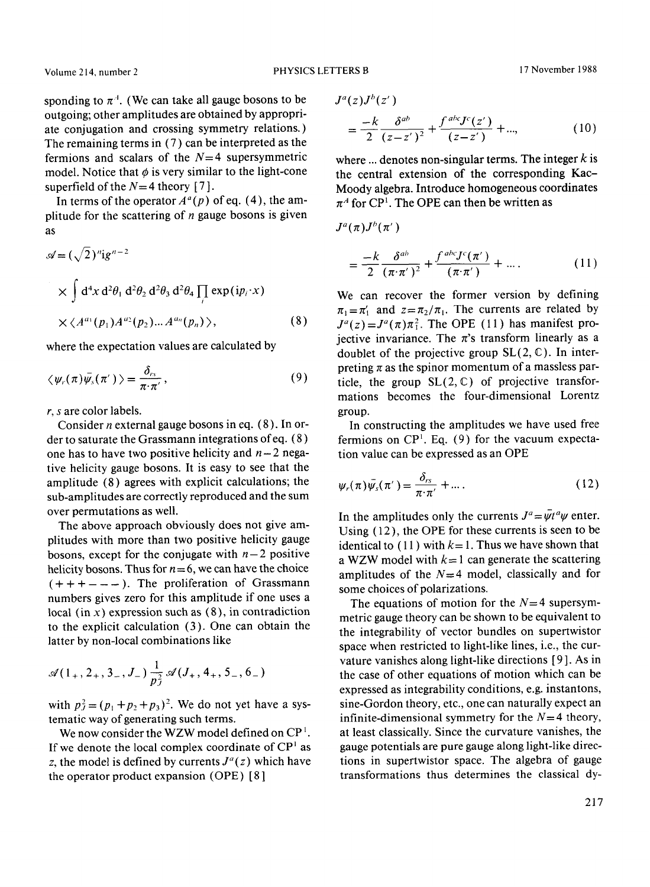sponding to $\pi^A$. (We can take all gauge bosons to be outgoing; other amplitudes are obtained by appropriate conjugation and crossing symmetry relations.) The remaining terms in (7) can be interpreted as the fermions and scalars of the $N=4$ supersymmetric model. Notice that $\phi$ is very similar to the light-cone superfield of the $N=4$ theory [7].

In terms of the operator $A^a(p)$ of eq. (4), the amplitude for the scattering of $n$ gauge bosons is given as

$$\mathscr{A} = (\sqrt{2})^n \mathrm{i} g^{n-2} \times \int \mathrm{d}^4x\, \mathrm{d}^2\theta_1\, \mathrm{d}^2\theta_2\, \mathrm{d}^2\theta_3\, \mathrm{d}^2\theta_4 \prod_i \exp(\mathrm{i}p_i \cdot x) \times \langle A^{a_1}(p_1) A^{a_2}(p_2) \ldots A^{a_n}(p_n) \rangle, \tag{8}$$

where the expectation values are calculated by

$$\langle \psi_r(\pi) \bar{\psi}_s(\pi') \rangle = \frac{\delta_{rs}}{\pi \cdot \pi'}, \tag{9}$$

$r$, $s$ are color labels.

Consider $n$ external gauge bosons in eq. (8). In order to saturate the Grassmann integrations of eq. (8) one has to have two positive helicity and $n-2$ negative helicity gauge bosons. It is easy to see that the amplitude (8) agrees with explicit calculations; the sub-amplitudes are correctly reproduced and the sum over permutations as well.

The above approach obviously does not give amplitudes with more than two positive helicity gauge bosons, except for the conjugate with $n-2$ positive helicity bosons. Thus for $n=6$, we can have the choice $(+++---)$. The proliferation of Grassmann numbers gives zero for this amplitude if one uses a local (in $x$) expression such as (8), in contradiction to the explicit calculation (3). One can obtain the latter by non-local combinations like

$$\mathscr{A}(1_+, 2_+, 3_-, J_-) \frac{1}{p_J^2} \mathscr{A}(J_+, 4_+, 5_-, 6_-)$$

with $p_J^2 = (p_1 + p_2 + p_3)^2$. We do not yet have a systematic way of generating such terms.

We now consider the WZW model defined on $\mathrm{CP}^1$. If we denote the local complex coordinate of $\mathrm{CP}^1$ as $z$, the model is defined by currents $J^a(z)$ which have the operator product expansion (OPE) [8]

$$J^a(z) J^b(z') = \frac{-k}{2} \frac{\delta^{ab}}{(z-z')^2} + \frac{f^{abc} J^c(z')}{(z-z')} + \ldots, \tag{10}$$

where ... denotes non-singular terms. The integer $k$ is the central extension of the corresponding Kac-Moody algebra. Introduce homogeneous coordinates $\pi^A$ for $\mathrm{CP}^1$. The OPE can then be written as

$$J^a(\pi) J^b(\pi') = \frac{-k}{2} \frac{\delta^{ab}}{(\pi \cdot \pi')^2} + \frac{f^{abc} J^c(\pi')}{(\pi \cdot \pi')} + \ldots. \tag{11}$$

We can recover the former version by defining $\pi_1 = \pi'_1$ and $z = \pi_2/\pi_1$. The currents are related by $J^a(z) = J^a(\pi) \pi_1^2$. The OPE (11) has manifest projective invariance. The $\pi$'s transform linearly as a doublet of the projective group $\mathrm{SL}(2, \mathbb{C})$. In interpreting $\pi$ as the spinor momentum of a massless particle, the group $\mathrm{SL}(2, \mathbb{C})$ of projective transformations becomes the four-dimensional Lorentz group.

In constructing the amplitudes we have used free fermions on $\mathrm{CP}^1$. Eq. (9) for the vacuum expectation value can be expressed as an OPE

$$\psi_r(\pi) \bar{\psi}_s(\pi') = \frac{\delta_{rs}}{\pi \cdot \pi'} + \ldots. \tag{12}$$

In the amplitudes only the currents $J^a = \bar{\psi} t^a \psi$ enter. Using (12), the OPE for these currents is seen to be identical to (11) with $k=1$. Thus we have shown that a WZW model with $k=1$ can generate the scattering amplitudes of the $N=4$ model, classically and for some choices of polarizations.

The equations of motion for the $N=4$ supersymmetric gauge theory can be shown to be equivalent to the integrability of vector bundles on supertwistor space when restricted to light-like lines, i.e., the curvature vanishes along light-like directions [9]. As in the case of other equations of motion which can be expressed as integrability conditions, e.g. instantons, sine-Gordon theory, etc., one can naturally expect an infinite-dimensional symmetry for the $N=4$ theory, at least classically. Since the curvature vanishes, the gauge potentials are pure gauge along light-like directions in supertwistor space. The algebra of gauge transformations thus determines the classical dy-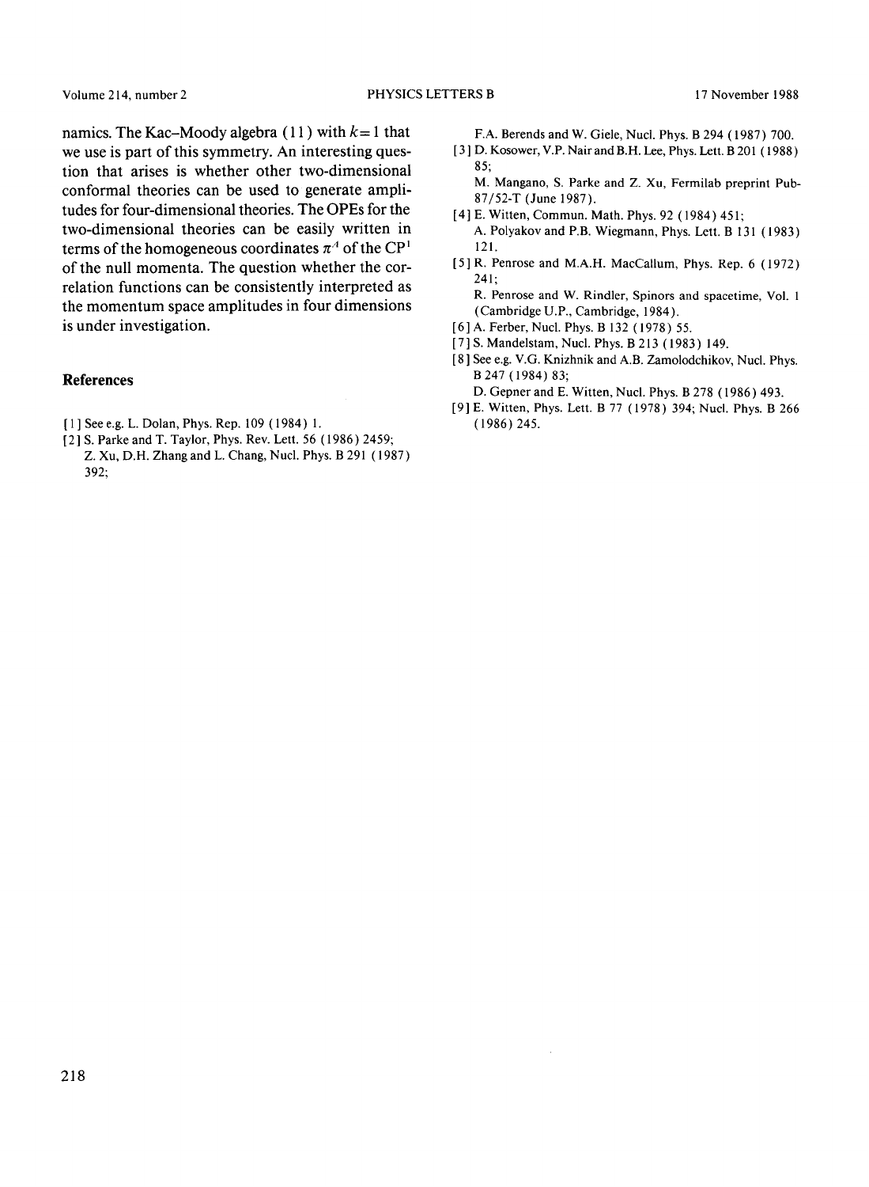namics. The Kac–Moody algebra (11) with $k=1$ that we use is part of this symmetry. An interesting question that arises is whether other two-dimensional conformal theories can be used to generate amplitudes for four-dimensional theories. The OPEs for the two-dimensional theories can be easily written in terms of the homogeneous coordinates $\pi^A$ of the $CP^1$ of the null momenta. The question whether the correlation functions can be consistently interpreted as the momentum space amplitudes in four dimensions is under investigation.

## References

[1] See e.g. L. Dolan, Phys. Rep. 109 (1984) 1.

[2] S. Parke and T. Taylor, Phys. Rev. Lett. 56 (1986) 2459; Z. Xu, D.H. Zhang and L. Chang, Nucl. Phys. B 291 (1987) 392; F.A. Berends and W. Giele, Nucl. Phys. B 294 (1987) 700.

[3] D. Kosower, V.P. Nair and B.H. Lee, Phys. Lett. B 201 (1988) 85; M. Mangano, S. Parke and Z. Xu, Fermilab preprint Pub-87/52-T (June 1987).

[4] E. Witten, Commun. Math. Phys. 92 (1984) 451; A. Polyakov and P.B. Wiegmann, Phys. Lett. B 131 (1983) 121.

[5] R. Penrose and M.A.H. MacCallum, Phys. Rep. 6 (1972) 241; R. Penrose and W. Rindler, Spinors and spacetime, Vol. 1 (Cambridge U.P., Cambridge, 1984).

[6] A. Ferber, Nucl. Phys. B 132 (1978) 55.

[7] S. Mandelstam, Nucl. Phys. B 213 (1983) 149.

[8] See e.g. V.G. Knizhnik and A.B. Zamolodchikov, Nucl. Phys. B 247 (1984) 83; D. Gepner and E. Witten, Nucl. Phys. B 278 (1986) 493.

[9] E. Witten, Phys. Lett. B 77 (1978) 394; Nucl. Phys. B 266 (1986) 245.